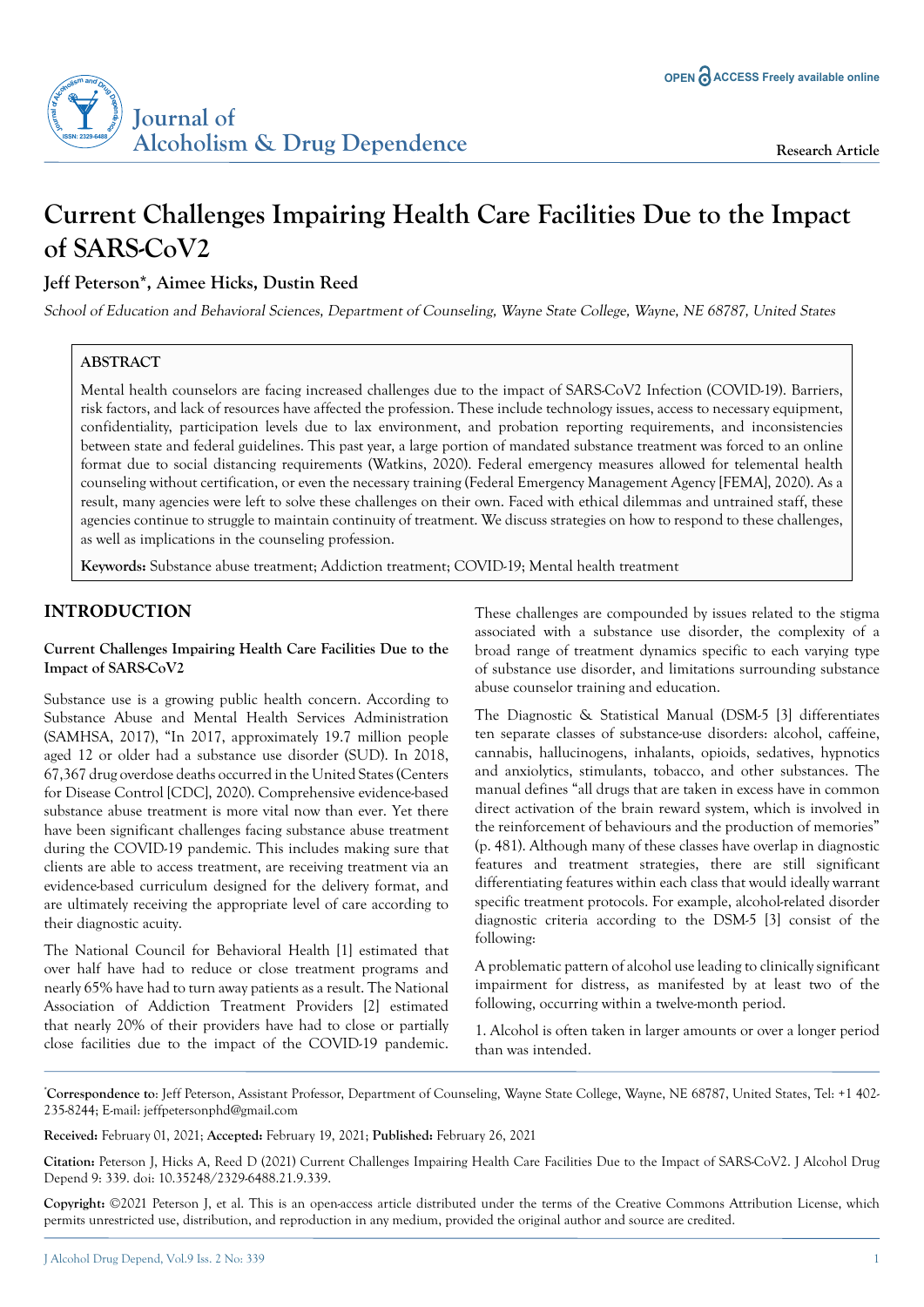# Current Challenges Impairing Health Care Facilities Due to the Impact of SARS-CoV2

**Jeff Peterson*, Aimee Hicks, Dustin Reed**

*School of Education and Behavioral Sciences, Department of Counseling, Wayne State College, Wayne, NE 68787, United States*

## ABSTRACT

Mental health counselors are facing increased challenges due to the impact of SARS-CoV2 Infection (COVID-19). Barriers, risk factors, and lack of resources have affected the profession. These include technology issues, access to necessary equipment, confidentiality, participation levels due to lax environment, and probation reporting requirements, and inconsistencies between state and federal guidelines. This past year, a large portion of mandated substance treatment was forced to an online format due to social distancing requirements (Watkins, 2020). Federal emergency measures allowed for telemental health counseling without certification, or even the necessary training (Federal Emergency Management Agency [FEMA], 2020). As a result, many agencies were left to solve these challenges on their own. Faced with ethical dilemmas and untrained staff, these agencies continue to struggle to maintain continuity of treatment. We discuss strategies on how to respond to these challenges, as well as implications in the counseling profession.

**Keywords:** Substance abuse treatment; Addiction treatment; COVID-19; Mental health treatment

## INTRODUCTION

### Current Challenges Impairing Health Care Facilities Due to the Impact of SARS-CoV2

Substance use is a growing public health concern. According to Substance Abuse and Mental Health Services Administration (SAMHSA, 2017), "In 2017, approximately 19.7 million people aged 12 or older had a substance use disorder (SUD). In 2018, 67,367 drug overdose deaths occurred in the United States (Centers for Disease Control [CDC], 2020). Comprehensive evidence-based substance abuse treatment is more vital now than ever. Yet there have been significant challenges facing substance abuse treatment during the COVID-19 pandemic. This includes making sure that clients are able to access treatment, are receiving treatment via an evidence-based curriculum designed for the delivery format, and are ultimately receiving the appropriate level of care according to their diagnostic acuity.

The National Council for Behavioral Health [1] estimated that over half have had to reduce or close treatment programs and nearly 65% have had to turn away patients as a result. The National Association of Addiction Treatment Providers [2] estimated that nearly 20% of their providers have had to close or partially close facilities due to the impact of the COVID-19 pandemic. These challenges are compounded by issues related to the stigma associated with a substance use disorder, the complexity of a broad range of treatment dynamics specific to each varying type of substance use disorder, and limitations surrounding substance abuse counselor training and education.

The Diagnostic & Statistical Manual (DSM-5 [3] differentiates ten separate classes of substance-use disorders: alcohol, caffeine, cannabis, hallucinogens, inhalants, opioids, sedatives, hypnotics and anxiolytics, stimulants, tobacco, and other substances. The manual defines "all drugs that are taken in excess have in common direct activation of the brain reward system, which is involved in the reinforcement of behaviours and the production of memories" (p. 481). Although many of these classes have overlap in diagnostic features and treatment strategies, there are still significant differentiating features within each class that would ideally warrant specific treatment protocols. For example, alcohol-related disorder diagnostic criteria according to the DSM-5 [3] consist of the following:

A problematic pattern of alcohol use leading to clinically significant impairment for distress, as manifested by at least two of the following, occurring within a twelve-month period.

1. Alcohol is often taken in larger amounts or over a longer period than was intended.

---

*Correspondence to: Jeff Peterson, Assistant Professor, Department of Counseling, Wayne State College, Wayne, NE 68787, United States, Tel: +1 402-235-8244; E-mail: jeffpetersonphd@gmail.com

**Received:** February 01, 2021; **Accepted:** February 19, 2021; **Published:** February 26, 2021

**Citation:** Peterson J, Hicks A, Reed D (2021) Current Challenges Impairing Health Care Facilities Due to the Impact of SARS-CoV2. J Alcohol Drug Depend 9: 339. doi: 10.35248/2329-6488.21.9.339.

**Copyright:** ©2021 Peterson J, et al. This is an open-access article distributed under the terms of the Creative Commons Attribution License, which permits unrestricted use, distribution, and reproduction in any medium, provided the original author and source are credited.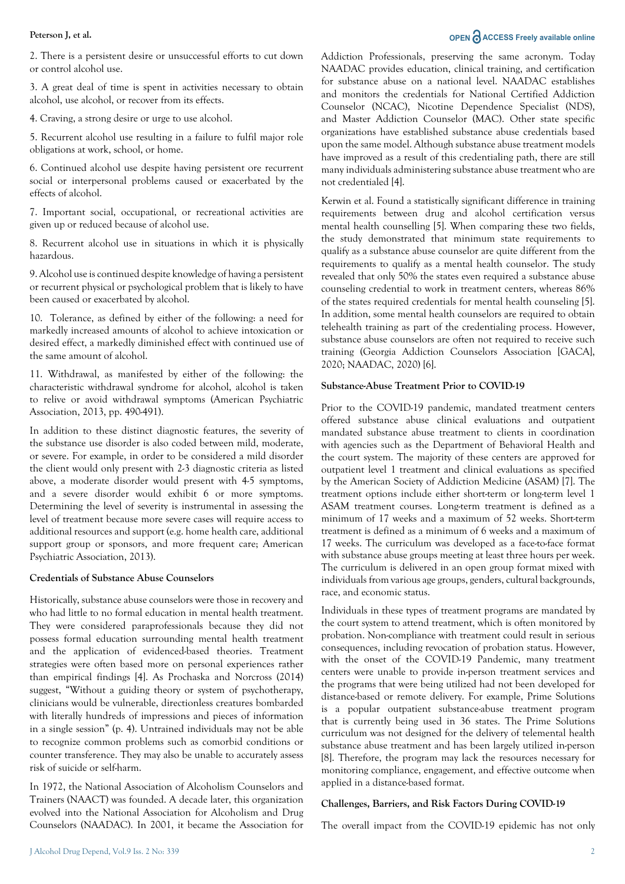2. There is a persistent desire or unsuccessful efforts to cut down or control alcohol use.

3. A great deal of time is spent in activities necessary to obtain alcohol, use alcohol, or recover from its effects.

4. Craving, a strong desire or urge to use alcohol.

5. Recurrent alcohol use resulting in a failure to fulfil major role obligations at work, school, or home.

6. Continued alcohol use despite having persistent ore recurrent social or interpersonal problems caused or exacerbated by the effects of alcohol.

7. Important social, occupational, or recreational activities are given up or reduced because of alcohol use.

8. Recurrent alcohol use in situations in which it is physically hazardous.

9. Alcohol use is continued despite knowledge of having a persistent or recurrent physical or psychological problem that is likely to have been caused or exacerbated by alcohol.

10. Tolerance, as defined by either of the following: a need for markedly increased amounts of alcohol to achieve intoxication or desired effect, a markedly diminished effect with continued use of the same amount of alcohol.

11. Withdrawal, as manifested by either of the following: the characteristic withdrawal syndrome for alcohol, alcohol is taken to relive or avoid withdrawal symptoms (American Psychiatric Association, 2013, pp. 490-491).

In addition to these distinct diagnostic features, the severity of the substance use disorder is also coded between mild, moderate, or severe. For example, in order to be considered a mild disorder the client would only present with 2-3 diagnostic criteria as listed above, a moderate disorder would present with 4-5 symptoms, and a severe disorder would exhibit 6 or more symptoms. Determining the level of severity is instrumental in assessing the level of treatment because more severe cases will require access to additional resources and support (e.g. home health care, additional support group or sponsors, and more frequent care; American Psychiatric Association, 2013).

### Credentials of Substance Abuse Counselors

Historically, substance abuse counselors were those in recovery and who had little to no formal education in mental health treatment. They were considered paraprofessionals because they did not possess formal education surrounding mental health treatment and the application of evidenced-based theories. Treatment strategies were often based more on personal experiences rather than empirical findings [4]. As Prochaska and Norcross (2014) suggest, "Without a guiding theory or system of psychotherapy, clinicians would be vulnerable, directionless creatures bombarded with literally hundreds of impressions and pieces of information in a single session" (p. 4). Untrained individuals may not be able to recognize common problems such as comorbid conditions or counter transference. They may also be unable to accurately assess risk of suicide or self-harm.

In 1972, the National Association of Alcoholism Counselors and Trainers (NAACT) was founded. A decade later, this organization evolved into the National Association for Alcoholism and Drug Counselors (NAADAC). In 2001, it became the Association for Addiction Professionals, preserving the same acronym. Today NAADAC provides education, clinical training, and certification for substance abuse on a national level. NAADAC establishes and monitors the credentials for National Certified Addiction Counselor (NCAC), Nicotine Dependence Specialist (NDS), and Master Addiction Counselor (MAC). Other state specific organizations have established substance abuse credentials based upon the same model. Although substance abuse treatment models have improved as a result of this credentialing path, there are still many individuals administering substance abuse treatment who are not credentialed [4].

Kerwin et al. Found a statistically significant difference in training requirements between drug and alcohol certification versus mental health counselling [5]. When comparing these two fields, the study demonstrated that minimum state requirements to qualify as a substance abuse counselor are quite different from the requirements to qualify as a mental health counselor. The study revealed that only 50% the states even required a substance abuse counseling credential to work in treatment centers, whereas 86% of the states required credentials for mental health counseling [5]. In addition, some mental health counselors are required to obtain telehealth training as part of the credentialing process. However, substance abuse counselors are often not required to receive such training (Georgia Addiction Counselors Association [GACA], 2020; NAADAC, 2020) [6].

### Substance-Abuse Treatment Prior to COVID-19

Prior to the COVID-19 pandemic, mandated treatment centers offered substance abuse clinical evaluations and outpatient mandated substance abuse treatment to clients in coordination with agencies such as the Department of Behavioral Health and the court system. The majority of these centers are approved for outpatient level 1 treatment and clinical evaluations as specified by the American Society of Addiction Medicine (ASAM) [7]. The treatment options include either short-term or long-term level 1 ASAM treatment courses. Long-term treatment is defined as a minimum of 17 weeks and a maximum of 52 weeks. Short-term treatment is defined as a minimum of 6 weeks and a maximum of 17 weeks. The curriculum was developed as a face-to-face format with substance abuse groups meeting at least three hours per week. The curriculum is delivered in an open group format mixed with individuals from various age groups, genders, cultural backgrounds, race, and economic status.

Individuals in these types of treatment programs are mandated by the court system to attend treatment, which is often monitored by probation. Non-compliance with treatment could result in serious consequences, including revocation of probation status. However, with the onset of the COVID-19 Pandemic, many treatment centers were unable to provide in-person treatment services and the programs that were being utilized had not been developed for distance-based or remote delivery. For example, Prime Solutions is a popular outpatient substance-abuse treatment program that is currently being used in 36 states. The Prime Solutions curriculum was not designed for the delivery of telemental health substance abuse treatment and has been largely utilized in-person [8]. Therefore, the program may lack the resources necessary for monitoring compliance, engagement, and effective outcome when applied in a distance-based format.

### Challenges, Barriers, and Risk Factors During COVID-19

The overall impact from the COVID-19 epidemic has not only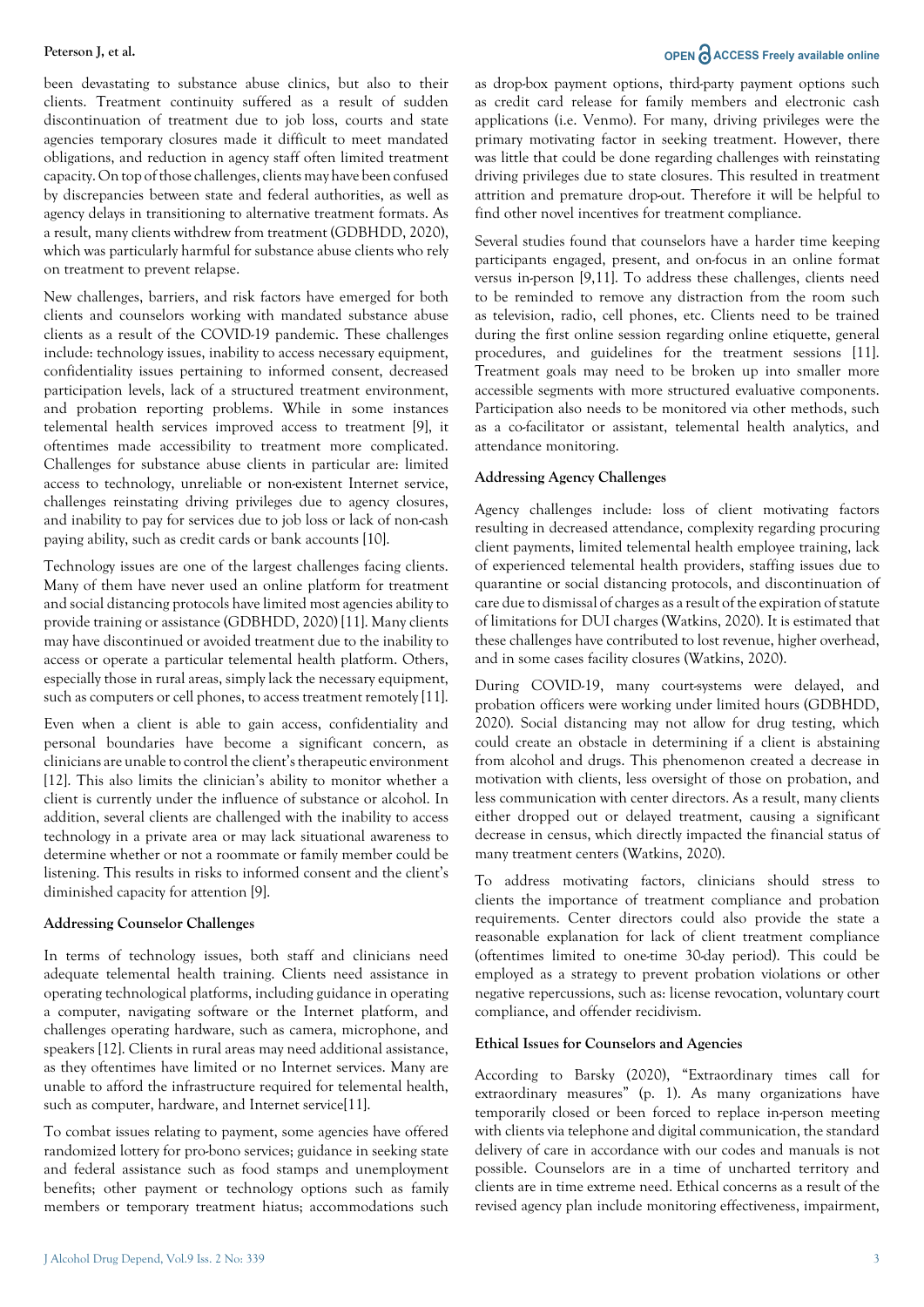been devastating to substance abuse clinics, but also to their clients. Treatment continuity suffered as a result of sudden discontinuation of treatment due to job loss, courts and state agencies temporary closures made it difficult to meet mandated obligations, and reduction in agency staff often limited treatment capacity. On top of those challenges, clients may have been confused by discrepancies between state and federal authorities, as well as agency delays in transitioning to alternative treatment formats. As a result, many clients withdrew from treatment (GDBHDD, 2020), which was particularly harmful for substance abuse clients who rely on treatment to prevent relapse.

New challenges, barriers, and risk factors have emerged for both clients and counselors working with mandated substance abuse clients as a result of the COVID-19 pandemic. These challenges include: technology issues, inability to access necessary equipment, confidentiality issues pertaining to informed consent, decreased participation levels, lack of a structured treatment environment, and probation reporting problems. While in some instances telemental health services improved access to treatment [9], it oftentimes made accessibility to treatment more complicated. Challenges for substance abuse clients in particular are: limited access to technology, unreliable or non-existent Internet service, challenges reinstating driving privileges due to agency closures, and inability to pay for services due to job loss or lack of non-cash paying ability, such as credit cards or bank accounts [10].

Technology issues are one of the largest challenges facing clients. Many of them have never used an online platform for treatment and social distancing protocols have limited most agencies ability to provide training or assistance (GDBHDD, 2020) [11]. Many clients may have discontinued or avoided treatment due to the inability to access or operate a particular telemental health platform. Others, especially those in rural areas, simply lack the necessary equipment, such as computers or cell phones, to access treatment remotely [11].

Even when a client is able to gain access, confidentiality and personal boundaries have become a significant concern, as clinicians are unable to control the client's therapeutic environment [12]. This also limits the clinician's ability to monitor whether a client is currently under the influence of substance or alcohol. In addition, several clients are challenged with the inability to access technology in a private area or may lack situational awareness to determine whether or not a roommate or family member could be listening. This results in risks to informed consent and the client's diminished capacity for attention [9].

### Addressing Counselor Challenges

In terms of technology issues, both staff and clinicians need adequate telemental health training. Clients need assistance in operating technological platforms, including guidance in operating a computer, navigating software or the Internet platform, and challenges operating hardware, such as camera, microphone, and speakers [12]. Clients in rural areas may need additional assistance, as they oftentimes have limited or no Internet services. Many are unable to afford the infrastructure required for telemental health, such as computer, hardware, and Internet service[11].

To combat issues relating to payment, some agencies have offered randomized lottery for pro-bono services; guidance in seeking state and federal assistance such as food stamps and unemployment benefits; other payment or technology options such as family members or temporary treatment hiatus; accommodations such as drop-box payment options, third-party payment options such as credit card release for family members and electronic cash applications (i.e. Venmo). For many, driving privileges were the primary motivating factor in seeking treatment. However, there was little that could be done regarding challenges with reinstating driving privileges due to state closures. This resulted in treatment attrition and premature drop-out. Therefore it will be helpful to find other novel incentives for treatment compliance.

Several studies found that counselors have a harder time keeping participants engaged, present, and on-focus in an online format versus in-person [9,11]. To address these challenges, clients need to be reminded to remove any distraction from the room such as television, radio, cell phones, etc. Clients need to be trained during the first online session regarding online etiquette, general procedures, and guidelines for the treatment sessions [11]. Treatment goals may need to be broken up into smaller more accessible segments with more structured evaluative components. Participation also needs to be monitored via other methods, such as a co-facilitator or assistant, telemental health analytics, and attendance monitoring.

### Addressing Agency Challenges

Agency challenges include: loss of client motivating factors resulting in decreased attendance, complexity regarding procuring client payments, limited telemental health employee training, lack of experienced telemental health providers, staffing issues due to quarantine or social distancing protocols, and discontinuation of care due to dismissal of charges as a result of the expiration of statute of limitations for DUI charges (Watkins, 2020). It is estimated that these challenges have contributed to lost revenue, higher overhead, and in some cases facility closures (Watkins, 2020).

During COVID-19, many court-systems were delayed, and probation officers were working under limited hours (GDBHDD, 2020). Social distancing may not allow for drug testing, which could create an obstacle in determining if a client is abstaining from alcohol and drugs. This phenomenon created a decrease in motivation with clients, less oversight of those on probation, and less communication with center directors. As a result, many clients either dropped out or delayed treatment, causing a significant decrease in census, which directly impacted the financial status of many treatment centers (Watkins, 2020).

To address motivating factors, clinicians should stress to clients the importance of treatment compliance and probation requirements. Center directors could also provide the state a reasonable explanation for lack of client treatment compliance (oftentimes limited to one-time 30-day period). This could be employed as a strategy to prevent probation violations or other negative repercussions, such as: license revocation, voluntary court compliance, and offender recidivism.

### Ethical Issues for Counselors and Agencies

According to Barsky (2020), "Extraordinary times call for extraordinary measures" (p. 1). As many organizations have temporarily closed or been forced to replace in-person meeting with clients via telephone and digital communication, the standard delivery of care in accordance with our codes and manuals is not possible. Counselors are in a time of uncharted territory and clients are in time extreme need. Ethical concerns as a result of the revised agency plan include monitoring effectiveness, impairment,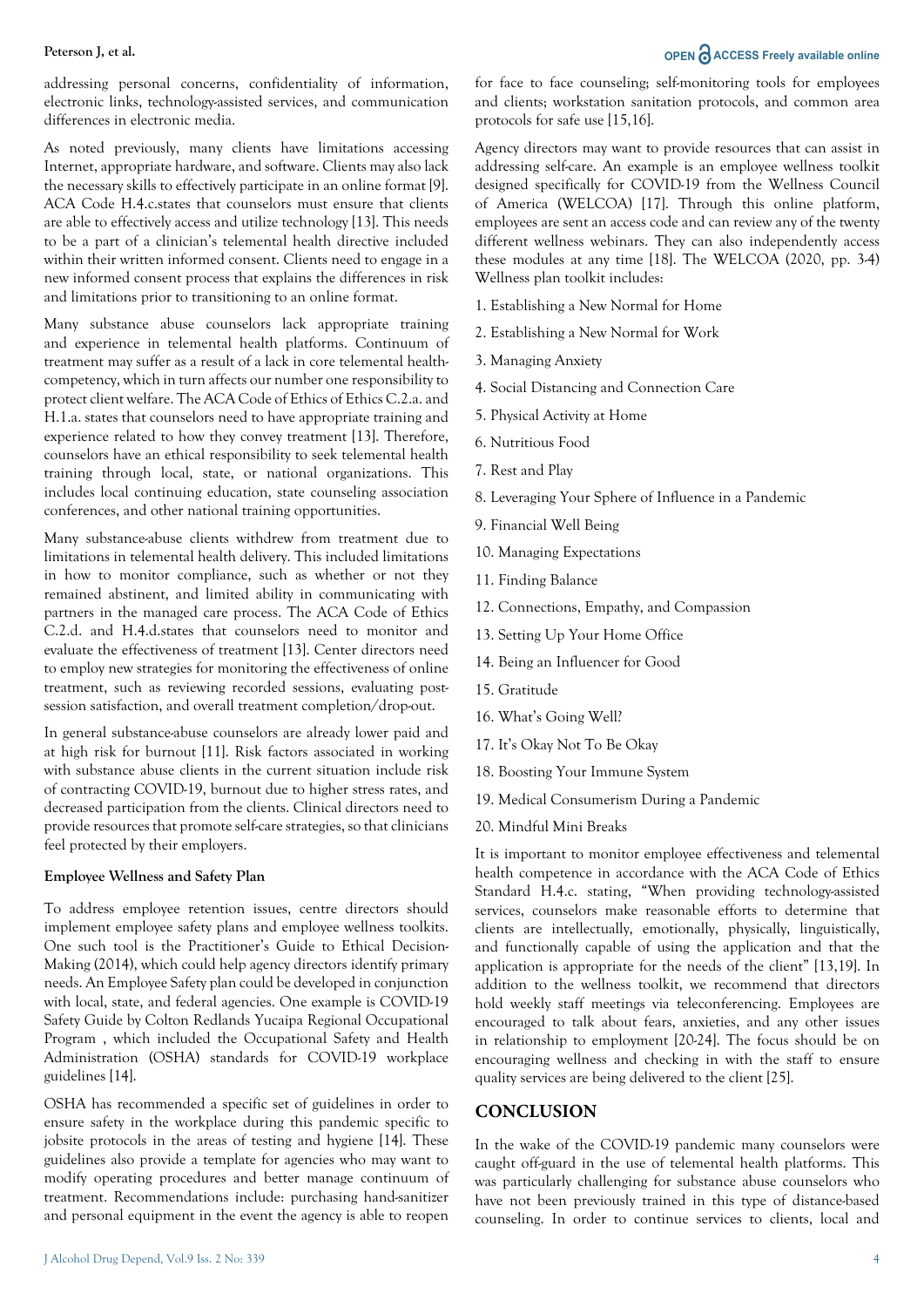addressing personal concerns, confidentiality of information, electronic links, technology-assisted services, and communication differences in electronic media.

As noted previously, many clients have limitations accessing Internet, appropriate hardware, and software. Clients may also lack the necessary skills to effectively participate in an online format [9]. ACA Code H.4.c.states that counselors must ensure that clients are able to effectively access and utilize technology [13]. This needs to be a part of a clinician's telemental health directive included within their written informed consent. Clients need to engage in a new informed consent process that explains the differences in risk and limitations prior to transitioning to an online format.

Many substance abuse counselors lack appropriate training and experience in telemental health platforms. Continuum of treatment may suffer as a result of a lack in core telemental health-competency, which in turn affects our number one responsibility to protect client welfare. The ACA Code of Ethics C.2.a. and H.1.a. states that counselors need to have appropriate training and experience related to how they convey treatment [13]. Therefore, counselors have an ethical responsibility to seek telemental health training through local, state, or national organizations. This includes local continuing education, state counseling association conferences, and other national training opportunities.

Many substance-abuse clients withdrew from treatment due to limitations in telemental health delivery. This included limitations in how to monitor compliance, such as whether or not they remained abstinent, and limited ability in communicating with partners in the managed care process. The ACA Code of Ethics C.2.d. and H.4.d.states that counselors need to monitor and evaluate the effectiveness of treatment [13]. Center directors need to employ new strategies for monitoring the effectiveness of online treatment, such as reviewing recorded sessions, evaluating post-session satisfaction, and overall treatment completion/drop-out.

In general substance-abuse counselors are already lower paid and at high risk for burnout [11]. Risk factors associated in working with substance abuse clients in the current situation include risk of contracting COVID-19, burnout due to higher stress rates, and decreased participation from the clients. Clinical directors need to provide resources that promote self-care strategies, so that clinicians feel protected by their employers.

**Employee Wellness and Safety Plan**

To address employee retention issues, centre directors should implement employee safety plans and employee wellness toolkits. One such tool is the Practitioner's Guide to Ethical Decision-Making (2014), which could help agency directors identify primary needs. An Employee Safety plan could be developed in conjunction with local, state, and federal agencies. One example is COVID-19 Safety Guide by Colton Redlands Yucaipa Regional Occupational Program , which included the Occupational Safety and Health Administration (OSHA) standards for COVID-19 workplace guidelines [14].

OSHA has recommended a specific set of guidelines in order to ensure safety in the workplace during this pandemic specific to jobsite protocols in the areas of testing and hygiene [14]. These guidelines also provide a template for agencies who may want to modify operating procedures and better manage continuum of treatment. Recommendations include: purchasing hand-sanitizer and personal equipment in the event the agency is able to reopen for face to face counseling; self-monitoring tools for employees and clients; workstation sanitation protocols, and common area protocols for safe use [15,16].

Agency directors may want to provide resources that can assist in addressing self-care. An example is an employee wellness toolkit designed specifically for COVID-19 from the Wellness Council of America (WELCOA) [17]. Through this online platform, employees are sent an access code and can review any of the twenty different wellness webinars. They can also independently access these modules at any time [18]. The WELCOA (2020, pp. 3-4) Wellness plan toolkit includes:

1. Establishing a New Normal for Home
2. Establishing a New Normal for Work
3. Managing Anxiety
4. Social Distancing and Connection Care
5. Physical Activity at Home
6. Nutritious Food
7. Rest and Play
8. Leveraging Your Sphere of Influence in a Pandemic
9. Financial Well Being
10. Managing Expectations
11. Finding Balance
12. Connections, Empathy, and Compassion
13. Setting Up Your Home Office
14. Being an Influencer for Good
15. Gratitude
16. What's Going Well?
17. It's Okay Not To Be Okay
18. Boosting Your Immune System
19. Medical Consumerism During a Pandemic
20. Mindful Mini Breaks

It is important to monitor employee effectiveness and telemental health competence in accordance with the ACA Code of Ethics Standard H.4.c. stating, "When providing technology-assisted services, counselors make reasonable efforts to determine that clients are intellectually, emotionally, physically, linguistically, and functionally capable of using the application and that the application is appropriate for the needs of the client" [13,19]. In addition to the wellness toolkit, we recommend that directors hold weekly staff meetings via teleconferencing. Employees are encouraged to talk about fears, anxieties, and any other issues in relationship to employment [20-24]. The focus should be on encouraging wellness and checking in with the staff to ensure quality services are being delivered to the client [25].

## CONCLUSION

In the wake of the COVID-19 pandemic many counselors were caught off-guard in the use of telemental health platforms. This was particularly challenging for substance abuse counselors who have not been previously trained in this type of distance-based counseling. In order to continue services to clients, local and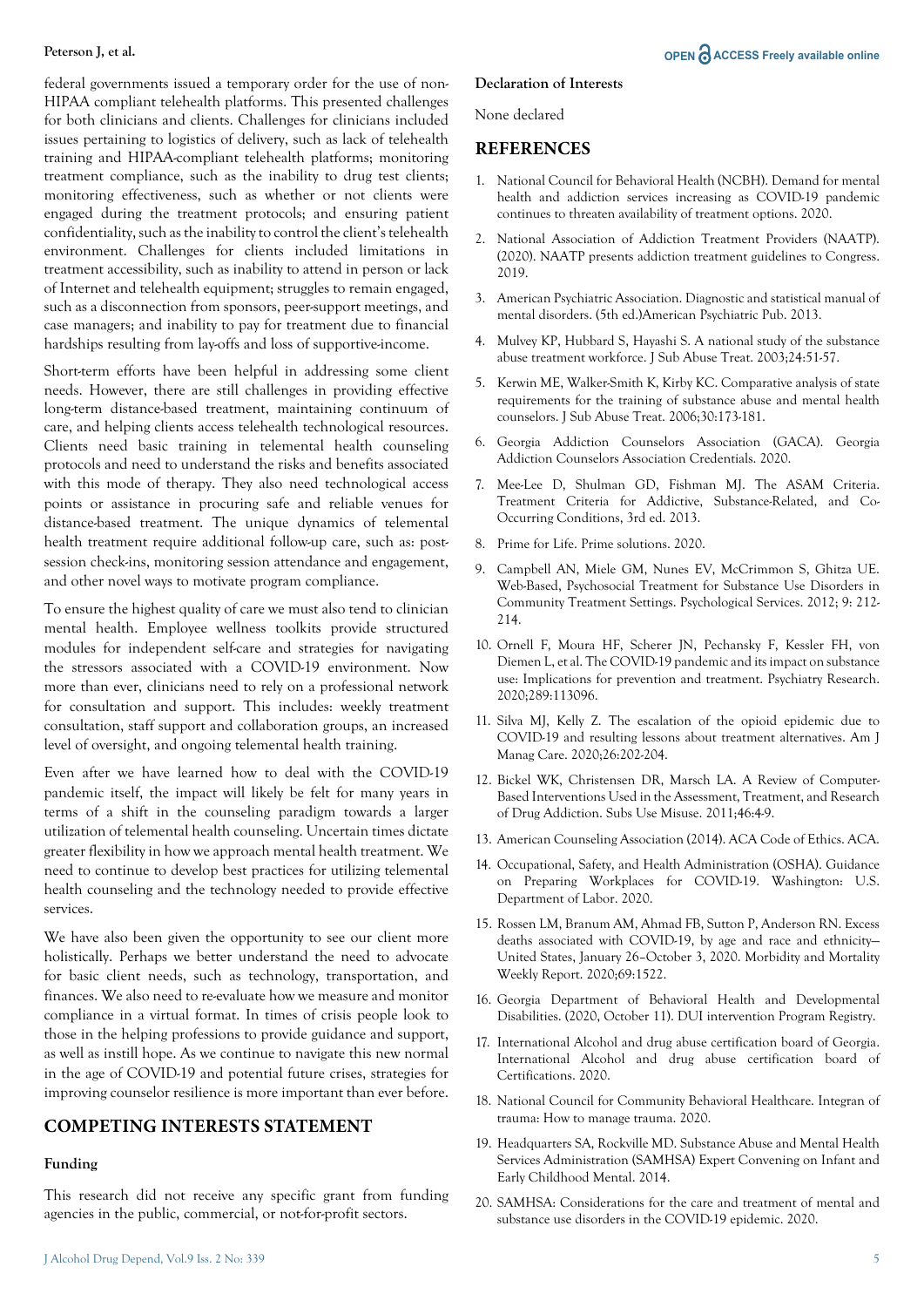federal governments issued a temporary order for the use of non-HIPAA compliant telehealth platforms. This presented challenges for both clinicians and clients. Challenges for clinicians included issues pertaining to logistics of delivery, such as lack of telehealth training and HIPAA-compliant telehealth platforms; monitoring treatment compliance, such as the inability to drug test clients; monitoring effectiveness, such as whether or not clients were engaged during the treatment protocols; and ensuring patient confidentiality, such as the inability to control the client's telehealth environment. Challenges for clients included limitations in treatment accessibility, such as inability to attend in person or lack of Internet and telehealth equipment; struggles to remain engaged, such as a disconnection from sponsors, peer-support meetings, and case managers; and inability to pay for treatment due to financial hardships resulting from lay-offs and loss of supportive-income.

Short-term efforts have been helpful in addressing some client needs. However, there are still challenges in providing effective long-term distance-based treatment, maintaining continuum of care, and helping clients access telehealth technological resources. Clients need basic training in telemental health counseling protocols and need to understand the risks and benefits associated with this mode of therapy. They also need technological access points or assistance in procuring safe and reliable venues for distance-based treatment. The unique dynamics of telemental health treatment require additional follow-up care, such as: post-session check-ins, monitoring session attendance and engagement, and other novel ways to motivate program compliance.

To ensure the highest quality of care we must also tend to clinician mental health. Employee wellness toolkits provide structured modules for independent self-care and strategies for navigating the stressors associated with a COVID-19 environment. Now more than ever, clinicians need to rely on a professional network for consultation and support. This includes: weekly treatment consultation, staff support and collaboration groups, an increased level of oversight, and ongoing telemental health training.

Even after we have learned how to deal with the COVID-19 pandemic itself, the impact will likely be felt for many years in terms of a shift in the counseling paradigm towards a larger utilization of telemental health counseling. Uncertain times dictate greater flexibility in how we approach mental health treatment. We need to continue to develop best practices for utilizing telemental health counseling and the technology needed to provide effective services.

We have also been given the opportunity to see our client more holistically. Perhaps we better understand the need to advocate for basic client needs, such as technology, transportation, and finances. We also need to re-evaluate how we measure and monitor compliance in a virtual format. In times of crisis people look to those in the helping professions to provide guidance and support, as well as instill hope. As we continue to navigate this new normal in the age of COVID-19 and potential future crises, strategies for improving counselor resilience is more important than ever before.

## COMPETING INTERESTS STATEMENT

### Funding

This research did not receive any specific grant from funding agencies in the public, commercial, or not-for-profit sectors.

### Declaration of Interests

None declared

## REFERENCES

1. National Council for Behavioral Health (NCBH). Demand for mental health and addiction services increasing as COVID-19 pandemic continues to threaten availability of treatment options. 2020.
2. National Association of Addiction Treatment Providers (NAATP). (2020). NAATP presents addiction treatment guidelines to Congress. 2019.
3. American Psychiatric Association. Diagnostic and statistical manual of mental disorders. (5th ed.)American Psychiatric Pub. 2013.
4. Mulvey KP, Hubbard S, Hayashi S. A national study of the substance abuse treatment workforce. J Sub Abuse Treat. 2003;24:51-57.
5. Kerwin ME, Walker-Smith K, Kirby KC. Comparative analysis of state requirements for the training of substance abuse and mental health counselors. J Sub Abuse Treat. 2006;30:173-181.
6. Georgia Addiction Counselors Association (GACA). Georgia Addiction Counselors Association Credentials. 2020.
7. Mee-Lee D, Shulman GD, Fishman MJ. The ASAM Criteria. Treatment Criteria for Addictive, Substance-Related, and Co-Occurring Conditions, 3rd ed. 2013.
8. Prime for Life. Prime solutions. 2020.
9. Campbell AN, Miele GM, Nunes EV, McCrimmon S, Ghitza UE. Web-Based, Psychosocial Treatment for Substance Use Disorders in Community Treatment Settings. Psychological Services. 2012; 9: 212-214.
10. Ornell F, Moura HF, Scherer JN, Pechansky F, Kessler FH, von Diemen L, et al. The COVID-19 pandemic and its impact on substance use: Implications for prevention and treatment. Psychiatry Research. 2020;289:113096.
11. Silva MJ, Kelly Z. The escalation of the opioid epidemic due to COVID-19 and resulting lessons about treatment alternatives. Am J Manag Care. 2020;26:202-204.
12. Bickel WK, Christensen DR, Marsch LA. A Review of Computer-Based Interventions Used in the Assessment, Treatment, and Research of Drug Addiction. Subs Use Misuse. 2011;46:4-9.
13. American Counseling Association (2014). ACA Code of Ethics. ACA.
14. Occupational, Safety, and Health Administration (OSHA). Guidance on Preparing Workplaces for COVID-19. Washington: U.S. Department of Labor. 2020.
15. Rossen LM, Branum AM, Ahmad FB, Sutton P, Anderson RN. Excess deaths associated with COVID-19, by age and race and ethnicity—United States, January 26–October 3, 2020. Morbidity and Mortality Weekly Report. 2020;69:1522.
16. Georgia Department of Behavioral Health and Developmental Disabilities. (2020, October 11). DUI intervention Program Registry.
17. International Alcohol and drug abuse certification board of Georgia. International Alcohol and drug abuse certification board of Certifications. 2020.
18. National Council for Community Behavioral Healthcare. Integran of trauma: How to manage trauma. 2020.
19. Headquarters SA, Rockville MD. Substance Abuse and Mental Health Services Administration (SAMHSA) Expert Convening on Infant and Early Childhood Mental. 2014.
20. SAMHSA: Considerations for the care and treatment of mental and substance use disorders in the COVID-19 epidemic. 2020.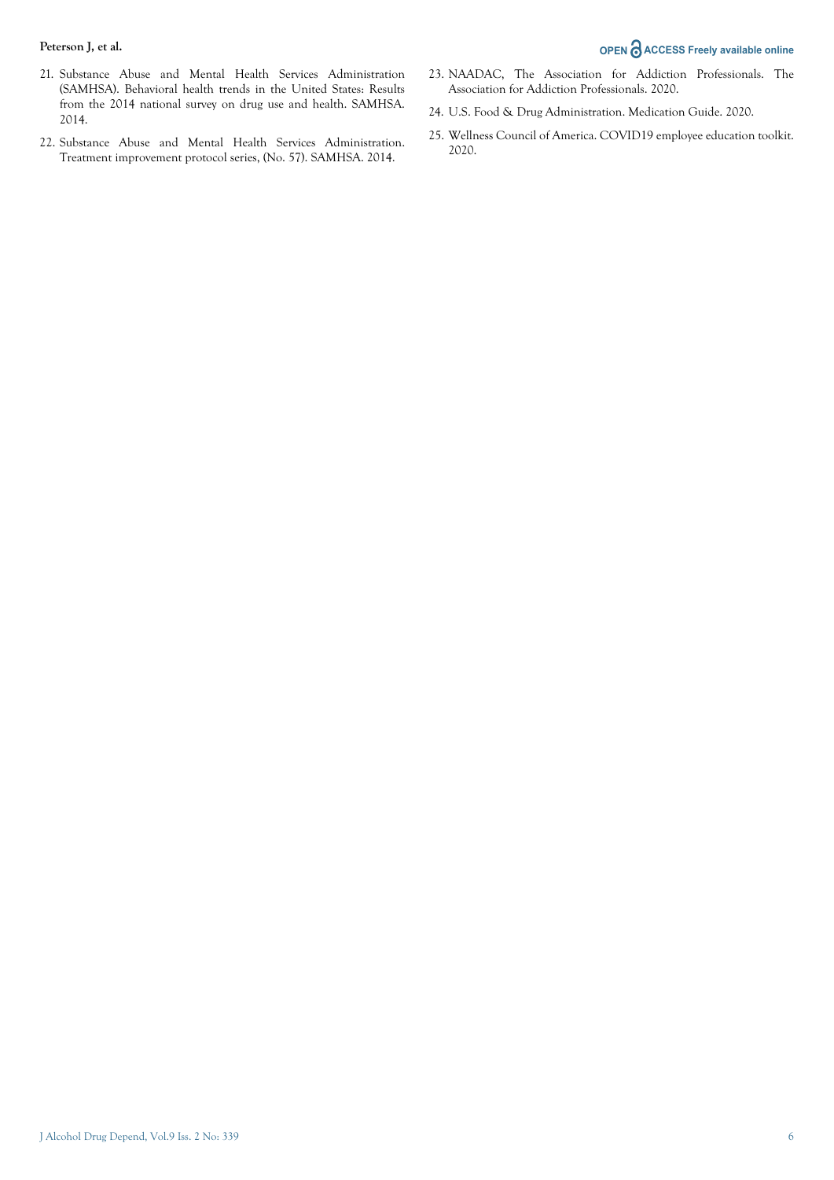21. Substance Abuse and Mental Health Services Administration (SAMHSA). Behavioral health trends in the United States: Results from the 2014 national survey on drug use and health. SAMHSA. 2014.
22. Substance Abuse and Mental Health Services Administration. Treatment improvement protocol series, (No. 57). SAMHSA. 2014.
23. NAADAC, The Association for Addiction Professionals. The Association for Addiction Professionals. 2020.
24. U.S. Food & Drug Administration. Medication Guide. 2020.
25. Wellness Council of America. COVID19 employee education toolkit. 2020.